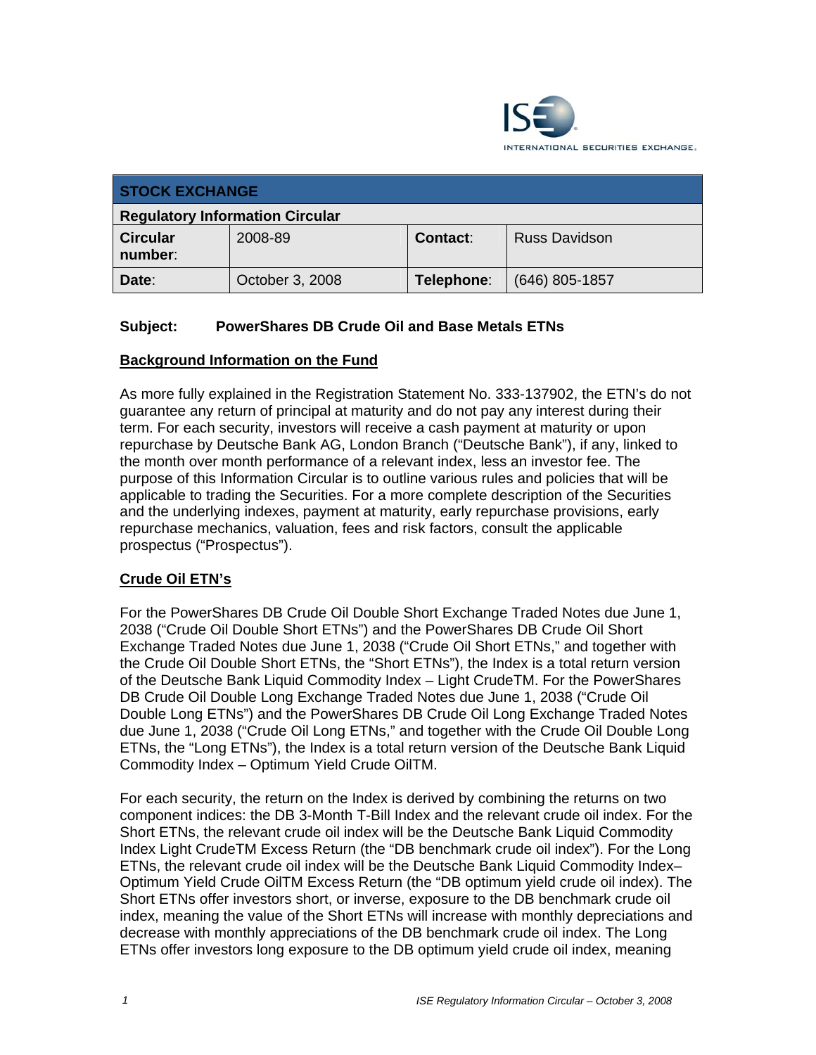INTERNATIONAL SECURITIES EXCHANGE.

| STOCK EXCHANGE | | | |
|---|---|---|---|
| **Regulatory Information Circular** | | | |
| **Circular number**: | 2008-89 | **Contact**: | Russ Davidson |
| **Date**: | October 3, 2008 | **Telephone**: | (646) 805-1857 |

**Subject: PowerShares DB Crude Oil and Base Metals ETNs**

## Background Information on the Fund

As more fully explained in the Registration Statement No. 333-137902, the ETN's do not guarantee any return of principal at maturity and do not pay any interest during their term. For each security, investors will receive a cash payment at maturity or upon repurchase by Deutsche Bank AG, London Branch ("Deutsche Bank"), if any, linked to the month over month performance of a relevant index, less an investor fee. The purpose of this Information Circular is to outline various rules and policies that will be applicable to trading the Securities. For a more complete description of the Securities and the underlying indexes, payment at maturity, early repurchase provisions, early repurchase mechanics, valuation, fees and risk factors, consult the applicable prospectus ("Prospectus").

## Crude Oil ETN's

For the PowerShares DB Crude Oil Double Short Exchange Traded Notes due June 1, 2038 ("Crude Oil Double Short ETNs") and the PowerShares DB Crude Oil Short Exchange Traded Notes due June 1, 2038 ("Crude Oil Short ETNs," and together with the Crude Oil Double Short ETNs, the "Short ETNs"), the Index is a total return version of the Deutsche Bank Liquid Commodity Index – Light CrudeTM. For the PowerShares DB Crude Oil Double Long Exchange Traded Notes due June 1, 2038 ("Crude Oil Double Long ETNs") and the PowerShares DB Crude Oil Long Exchange Traded Notes due June 1, 2038 ("Crude Oil Long ETNs," and together with the Crude Oil Double Long ETNs, the "Long ETNs"), the Index is a total return version of the Deutsche Bank Liquid Commodity Index – Optimum Yield Crude OilTM.

For each security, the return on the Index is derived by combining the returns on two component indices: the DB 3-Month T-Bill Index and the relevant crude oil index. For the Short ETNs, the relevant crude oil index will be the Deutsche Bank Liquid Commodity Index Light CrudeTM Excess Return (the "DB benchmark crude oil index"). For the Long ETNs, the relevant crude oil index will be the Deutsche Bank Liquid Commodity Index– Optimum Yield Crude OilTM Excess Return (the "DB optimum yield crude oil index). The Short ETNs offer investors short, or inverse, exposure to the DB benchmark crude oil index, meaning the value of the Short ETNs will increase with monthly depreciations and decrease with monthly appreciations of the DB benchmark crude oil index. The Long ETNs offer investors long exposure to the DB optimum yield crude oil index, meaning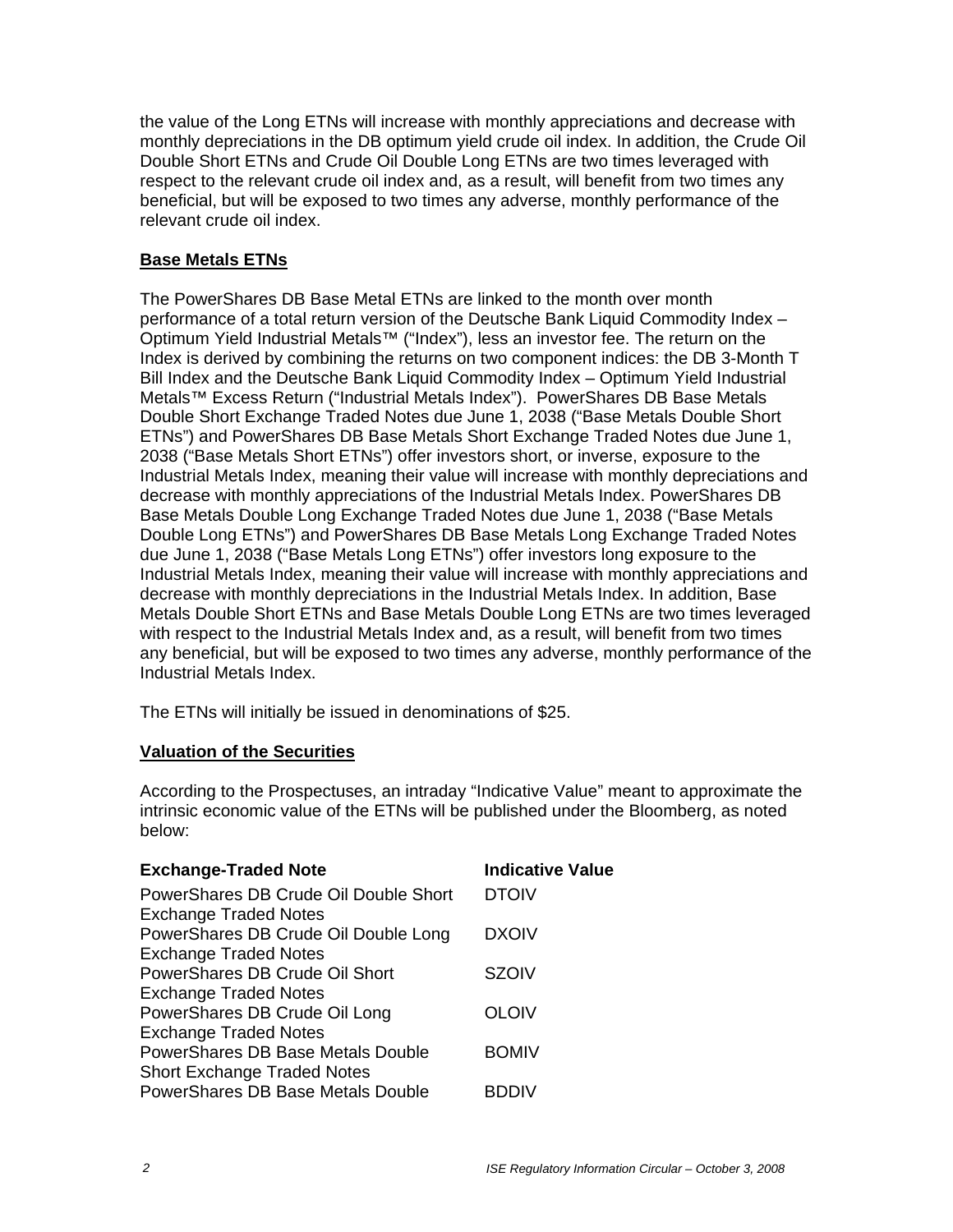the value of the Long ETNs will increase with monthly appreciations and decrease with monthly depreciations in the DB optimum yield crude oil index. In addition, the Crude Oil Double Short ETNs and Crude Oil Double Long ETNs are two times leveraged with respect to the relevant crude oil index and, as a result, will benefit from two times any beneficial, but will be exposed to two times any adverse, monthly performance of the relevant crude oil index.

**Base Metals ETNs**

The PowerShares DB Base Metal ETNs are linked to the month over month performance of a total return version of the Deutsche Bank Liquid Commodity Index – Optimum Yield Industrial Metals™ ("Index"), less an investor fee. The return on the Index is derived by combining the returns on two component indices: the DB 3-Month T Bill Index and the Deutsche Bank Liquid Commodity Index – Optimum Yield Industrial Metals™ Excess Return ("Industrial Metals Index"). PowerShares DB Base Metals Double Short Exchange Traded Notes due June 1, 2038 ("Base Metals Double Short ETNs") and PowerShares DB Base Metals Short Exchange Traded Notes due June 1, 2038 ("Base Metals Short ETNs") offer investors short, or inverse, exposure to the Industrial Metals Index, meaning their value will increase with monthly depreciations and decrease with monthly appreciations of the Industrial Metals Index. PowerShares DB Base Metals Double Long Exchange Traded Notes due June 1, 2038 ("Base Metals Double Long ETNs") and PowerShares DB Base Metals Long Exchange Traded Notes due June 1, 2038 ("Base Metals Long ETNs") offer investors long exposure to the Industrial Metals Index, meaning their value will increase with monthly appreciations and decrease with monthly depreciations in the Industrial Metals Index. In addition, Base Metals Double Short ETNs and Base Metals Double Long ETNs are two times leveraged with respect to the Industrial Metals Index and, as a result, will benefit from two times any beneficial, but will be exposed to two times any adverse, monthly performance of the Industrial Metals Index.

The ETNs will initially be issued in denominations of $25.

**Valuation of the Securities**

According to the Prospectuses, an intraday "Indicative Value" meant to approximate the intrinsic economic value of the ETNs will be published under the Bloomberg, as noted below:

| Exchange-Traded Note | Indicative Value |
|---|---|
| PowerShares DB Crude Oil Double Short Exchange Traded Notes | DTOIV |
| PowerShares DB Crude Oil Double Long Exchange Traded Notes | DXOIV |
| PowerShares DB Crude Oil Short Exchange Traded Notes | SZOIV |
| PowerShares DB Crude Oil Long Exchange Traded Notes | OLOIV |
| PowerShares DB Base Metals Double Short Exchange Traded Notes | BOMIV |
| PowerShares DB Base Metals Double | BDDIV |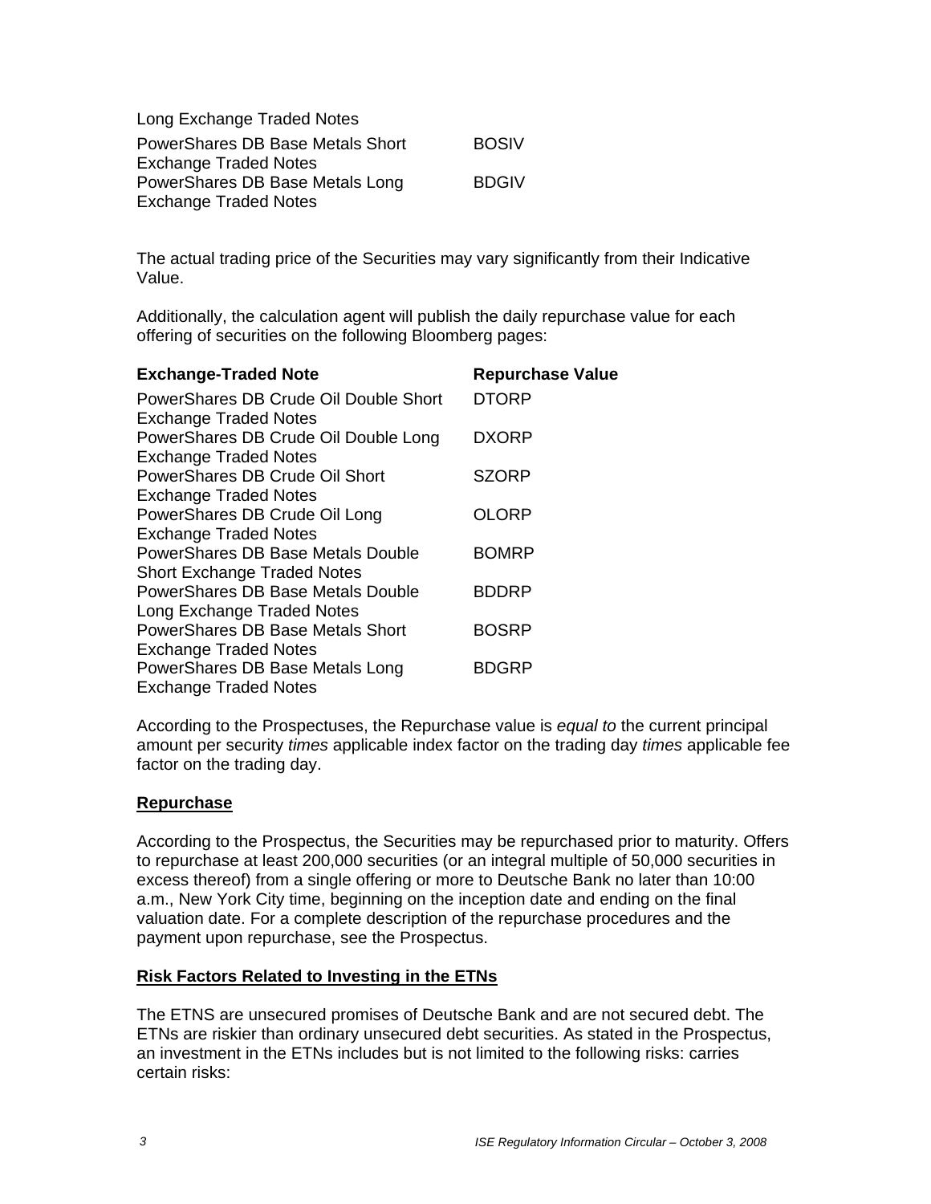| | |
|---|---|
| Long Exchange Traded Notes | |
| PowerShares DB Base Metals Short Exchange Traded Notes | BOSIV |
| PowerShares DB Base Metals Long Exchange Traded Notes | BDGIV |

The actual trading price of the Securities may vary significantly from their Indicative Value.

Additionally, the calculation agent will publish the daily repurchase value for each offering of securities on the following Bloomberg pages:

| Exchange-Traded Note | Repurchase Value |
|---|---|
| PowerShares DB Crude Oil Double Short Exchange Traded Notes | DTORP |
| PowerShares DB Crude Oil Double Long Exchange Traded Notes | DXORP |
| PowerShares DB Crude Oil Short Exchange Traded Notes | SZORP |
| PowerShares DB Crude Oil Long Exchange Traded Notes | OLORP |
| PowerShares DB Base Metals Double Short Exchange Traded Notes | BOMRP |
| PowerShares DB Base Metals Double Long Exchange Traded Notes | BDDRP |
| PowerShares DB Base Metals Short Exchange Traded Notes | BOSRP |
| PowerShares DB Base Metals Long Exchange Traded Notes | BDGRP |

According to the Prospectuses, the Repurchase value is *equal to* the current principal amount per security *times* applicable index factor on the trading day *times* applicable fee factor on the trading day.

**Repurchase**

According to the Prospectus, the Securities may be repurchased prior to maturity. Offers to repurchase at least 200,000 securities (or an integral multiple of 50,000 securities in excess thereof) from a single offering or more to Deutsche Bank no later than 10:00 a.m., New York City time, beginning on the inception date and ending on the final valuation date. For a complete description of the repurchase procedures and the payment upon repurchase, see the Prospectus.

**Risk Factors Related to Investing in the ETNs**

The ETNS are unsecured promises of Deutsche Bank and are not secured debt. The ETNs are riskier than ordinary unsecured debt securities. As stated in the Prospectus, an investment in the ETNs includes but is not limited to the following risks: carries certain risks: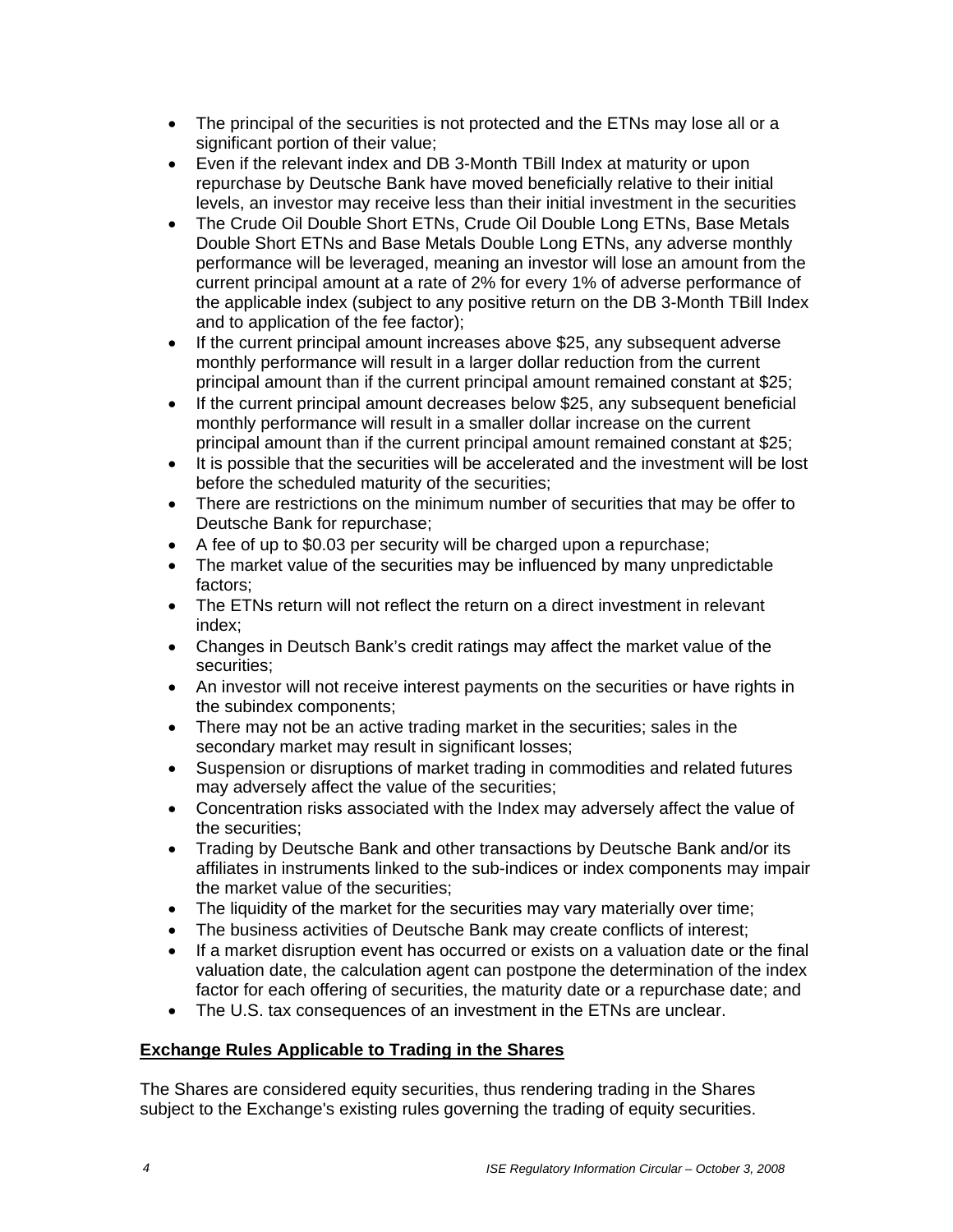- The principal of the securities is not protected and the ETNs may lose all or a significant portion of their value;
- Even if the relevant index and DB 3-Month TBill Index at maturity or upon repurchase by Deutsche Bank have moved beneficially relative to their initial levels, an investor may receive less than their initial investment in the securities
- The Crude Oil Double Short ETNs, Crude Oil Double Long ETNs, Base Metals Double Short ETNs and Base Metals Double Long ETNs, any adverse monthly performance will be leveraged, meaning an investor will lose an amount from the current principal amount at a rate of 2% for every 1% of adverse performance of the applicable index (subject to any positive return on the DB 3-Month TBill Index and to application of the fee factor);
- If the current principal amount increases above $25, any subsequent adverse monthly performance will result in a larger dollar reduction from the current principal amount than if the current principal amount remained constant at $25;
- If the current principal amount decreases below $25, any subsequent beneficial monthly performance will result in a smaller dollar increase on the current principal amount than if the current principal amount remained constant at $25;
- It is possible that the securities will be accelerated and the investment will be lost before the scheduled maturity of the securities;
- There are restrictions on the minimum number of securities that may be offer to Deutsche Bank for repurchase;
- A fee of up to $0.03 per security will be charged upon a repurchase;
- The market value of the securities may be influenced by many unpredictable factors;
- The ETNs return will not reflect the return on a direct investment in relevant index;
- Changes in Deutsch Bank's credit ratings may affect the market value of the securities;
- An investor will not receive interest payments on the securities or have rights in the subindex components;
- There may not be an active trading market in the securities; sales in the secondary market may result in significant losses;
- Suspension or disruptions of market trading in commodities and related futures may adversely affect the value of the securities;
- Concentration risks associated with the Index may adversely affect the value of the securities;
- Trading by Deutsche Bank and other transactions by Deutsche Bank and/or its affiliates in instruments linked to the sub-indices or index components may impair the market value of the securities;
- The liquidity of the market for the securities may vary materially over time;
- The business activities of Deutsche Bank may create conflicts of interest;
- If a market disruption event has occurred or exists on a valuation date or the final valuation date, the calculation agent can postpone the determination of the index factor for each offering of securities, the maturity date or a repurchase date; and
- The U.S. tax consequences of an investment in the ETNs are unclear.

## Exchange Rules Applicable to Trading in the Shares

The Shares are considered equity securities, thus rendering trading in the Shares subject to the Exchange's existing rules governing the trading of equity securities.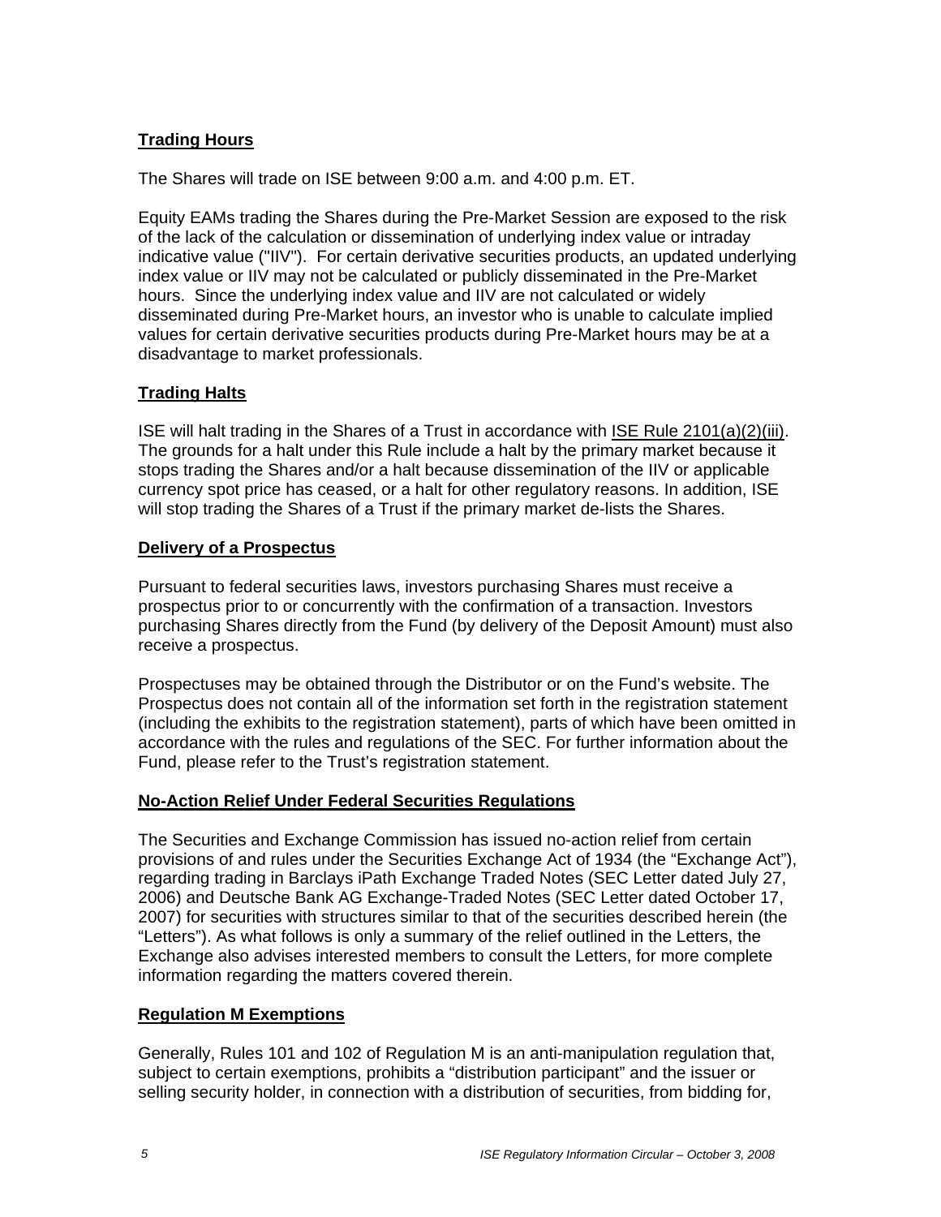**Trading Hours**

The Shares will trade on ISE between 9:00 a.m. and 4:00 p.m. ET.

Equity EAMs trading the Shares during the Pre-Market Session are exposed to the risk of the lack of the calculation or dissemination of underlying index value or intraday indicative value ("IIV"). For certain derivative securities products, an updated underlying index value or IIV may not be calculated or publicly disseminated in the Pre-Market hours. Since the underlying index value and IIV are not calculated or widely disseminated during Pre-Market hours, an investor who is unable to calculate implied values for certain derivative securities products during Pre-Market hours may be at a disadvantage to market professionals.

**Trading Halts**

ISE will halt trading in the Shares of a Trust in accordance with ISE Rule 2101(a)(2)(iii). The grounds for a halt under this Rule include a halt by the primary market because it stops trading the Shares and/or a halt because dissemination of the IIV or applicable currency spot price has ceased, or a halt for other regulatory reasons. In addition, ISE will stop trading the Shares of a Trust if the primary market de-lists the Shares.

**Delivery of a Prospectus**

Pursuant to federal securities laws, investors purchasing Shares must receive a prospectus prior to or concurrently with the confirmation of a transaction. Investors purchasing Shares directly from the Fund (by delivery of the Deposit Amount) must also receive a prospectus.

Prospectuses may be obtained through the Distributor or on the Fund's website. The Prospectus does not contain all of the information set forth in the registration statement (including the exhibits to the registration statement), parts of which have been omitted in accordance with the rules and regulations of the SEC. For further information about the Fund, please refer to the Trust's registration statement.

**No-Action Relief Under Federal Securities Regulations**

The Securities and Exchange Commission has issued no-action relief from certain provisions of and rules under the Securities Exchange Act of 1934 (the "Exchange Act"), regarding trading in Barclays iPath Exchange Traded Notes (SEC Letter dated July 27, 2006) and Deutsche Bank AG Exchange-Traded Notes (SEC Letter dated October 17, 2007) for securities with structures similar to that of the securities described herein (the "Letters"). As what follows is only a summary of the relief outlined in the Letters, the Exchange also advises interested members to consult the Letters, for more complete information regarding the matters covered therein.

**Regulation M Exemptions**

Generally, Rules 101 and 102 of Regulation M is an anti-manipulation regulation that, subject to certain exemptions, prohibits a "distribution participant" and the issuer or selling security holder, in connection with a distribution of securities, from bidding for,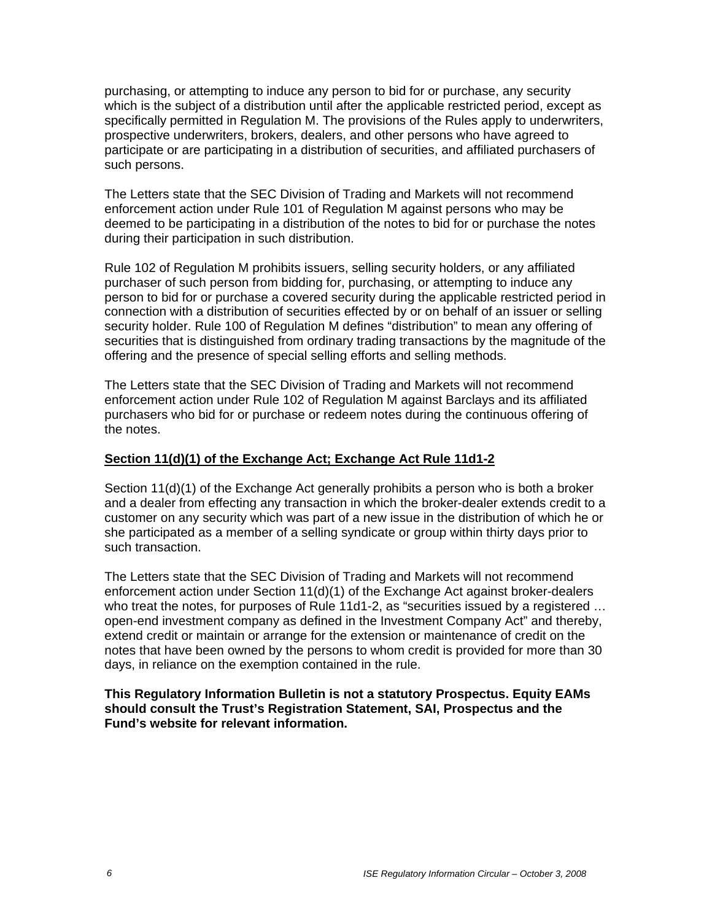purchasing, or attempting to induce any person to bid for or purchase, any security which is the subject of a distribution until after the applicable restricted period, except as specifically permitted in Regulation M. The provisions of the Rules apply to underwriters, prospective underwriters, brokers, dealers, and other persons who have agreed to participate or are participating in a distribution of securities, and affiliated purchasers of such persons.

The Letters state that the SEC Division of Trading and Markets will not recommend enforcement action under Rule 101 of Regulation M against persons who may be deemed to be participating in a distribution of the notes to bid for or purchase the notes during their participation in such distribution.

Rule 102 of Regulation M prohibits issuers, selling security holders, or any affiliated purchaser of such person from bidding for, purchasing, or attempting to induce any person to bid for or purchase a covered security during the applicable restricted period in connection with a distribution of securities effected by or on behalf of an issuer or selling security holder. Rule 100 of Regulation M defines "distribution" to mean any offering of securities that is distinguished from ordinary trading transactions by the magnitude of the offering and the presence of special selling efforts and selling methods.

The Letters state that the SEC Division of Trading and Markets will not recommend enforcement action under Rule 102 of Regulation M against Barclays and its affiliated purchasers who bid for or purchase or redeem notes during the continuous offering of the notes.

**Section 11(d)(1) of the Exchange Act; Exchange Act Rule 11d1-2**

Section 11(d)(1) of the Exchange Act generally prohibits a person who is both a broker and a dealer from effecting any transaction in which the broker-dealer extends credit to a customer on any security which was part of a new issue in the distribution of which he or she participated as a member of a selling syndicate or group within thirty days prior to such transaction.

The Letters state that the SEC Division of Trading and Markets will not recommend enforcement action under Section 11(d)(1) of the Exchange Act against broker-dealers who treat the notes, for purposes of Rule 11d1-2, as "securities issued by a registered … open-end investment company as defined in the Investment Company Act" and thereby, extend credit or maintain or arrange for the extension or maintenance of credit on the notes that have been owned by the persons to whom credit is provided for more than 30 days, in reliance on the exemption contained in the rule.

**This Regulatory Information Bulletin is not a statutory Prospectus. Equity EAMs should consult the Trust's Registration Statement, SAI, Prospectus and the Fund's website for relevant information.**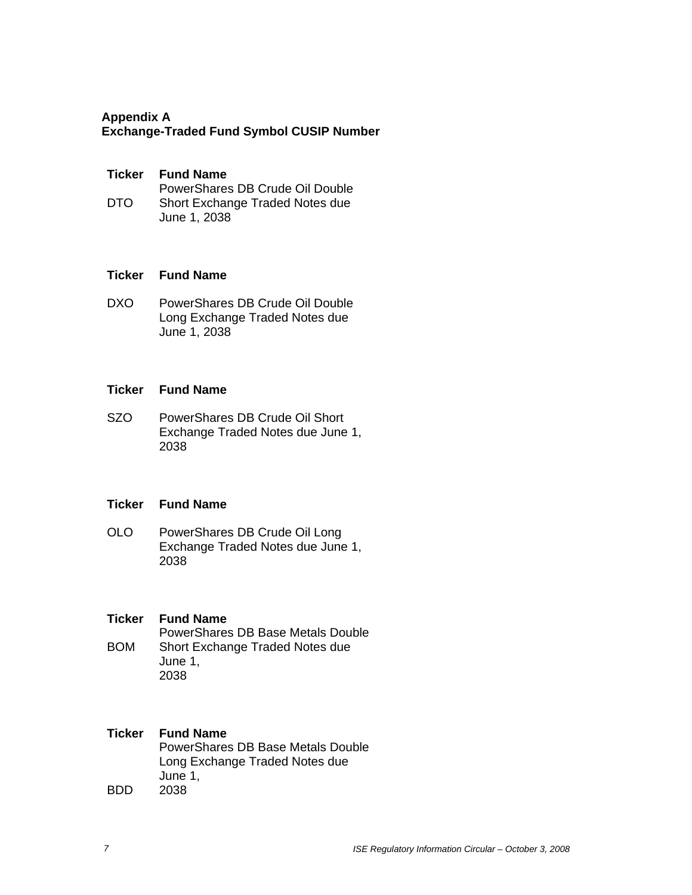**Appendix A**
**Exchange-Traded Fund Symbol CUSIP Number**

| Ticker | Fund Name |
|---|---|
| DTO | PowerShares DB Crude Oil Double Short Exchange Traded Notes due June 1, 2038 |

| Ticker | Fund Name |
|---|---|
| DXO | PowerShares DB Crude Oil Double Long Exchange Traded Notes due June 1, 2038 |

| Ticker | Fund Name |
|---|---|
| SZO | PowerShares DB Crude Oil Short Exchange Traded Notes due June 1, 2038 |

| Ticker | Fund Name |
|---|---|
| OLO | PowerShares DB Crude Oil Long Exchange Traded Notes due June 1, 2038 |

| Ticker | Fund Name |
|---|---|
| BOM | PowerShares DB Base Metals Double Short Exchange Traded Notes due June 1, 2038 |

| Ticker | Fund Name |
|---|---|
| BDD | PowerShares DB Base Metals Double Long Exchange Traded Notes due June 1, 2038 |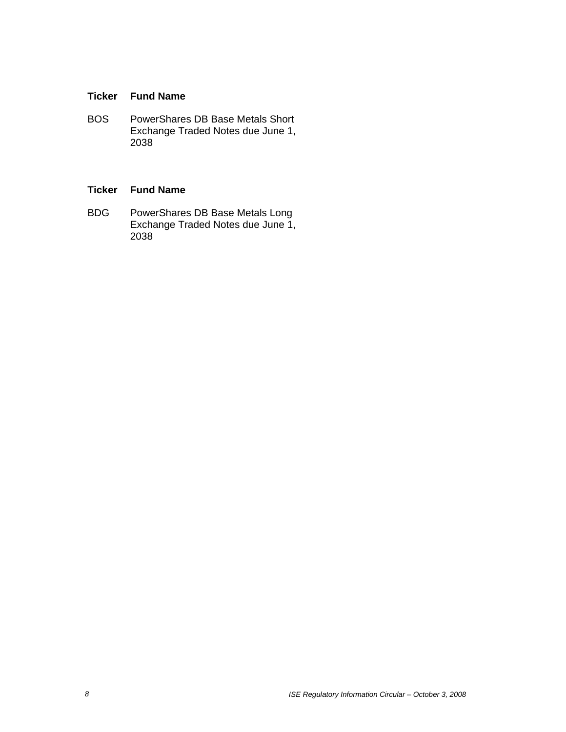| Ticker | Fund Name |
| --- | --- |
| BOS | PowerShares DB Base Metals Short Exchange Traded Notes due June 1, 2038 |

| Ticker | Fund Name |
| --- | --- |
| BDG | PowerShares DB Base Metals Long Exchange Traded Notes due June 1, 2038 |